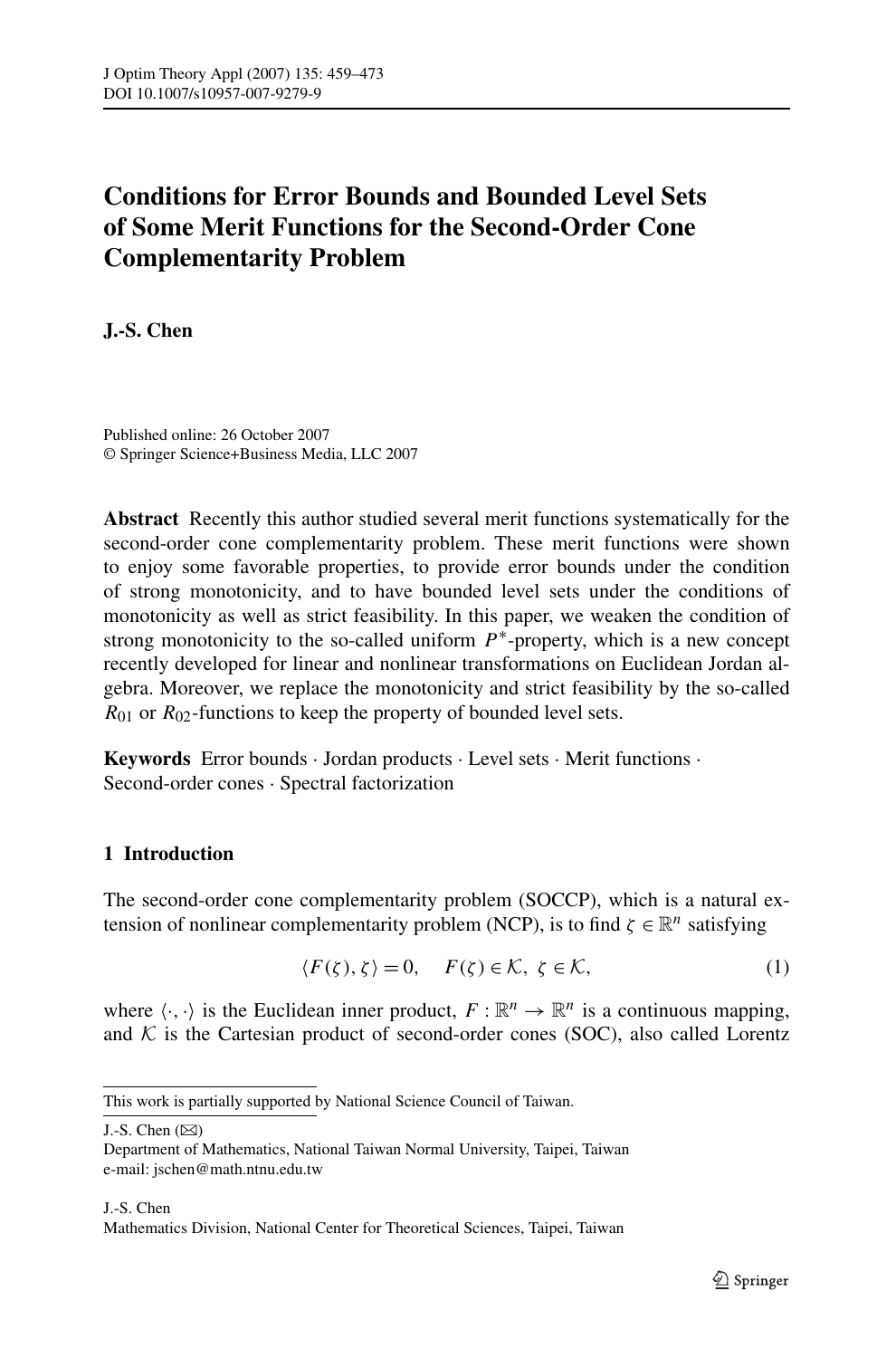# Conditions for Error Bounds and Bounded Level Sets of Some Merit Functions for the Second-Order Cone Complementarity Problem

**J.-S. Chen**

Published online: 26 October 2007
© Springer Science+Business Media, LLC 2007

**Abstract** Recently this author studied several merit functions systematically for the second-order cone complementarity problem. These merit functions were shown to enjoy some favorable properties, to provide error bounds under the condition of strong monotonicity, and to have bounded level sets under the conditions of monotonicity as well as strict feasibility. In this paper, we weaken the condition of strong monotonicity to the so-called uniform $P^*$-property, which is a new concept recently developed for linear and nonlinear transformations on Euclidean Jordan algebra. Moreover, we replace the monotonicity and strict feasibility by the so-called $R_{01}$ or $R_{02}$-functions to keep the property of bounded level sets.

**Keywords** Error bounds · Jordan products · Level sets · Merit functions · Second-order cones · Spectral factorization

## 1 Introduction

The second-order cone complementarity problem (SOCCP), which is a natural extension of nonlinear complementarity problem (NCP), is to find $\zeta \in \mathbb{R}^n$ satisfying

$$\langle F(\zeta), \zeta \rangle = 0, \quad F(\zeta) \in \mathcal{K},\ \zeta \in \mathcal{K}, \tag{1}$$

where $\langle \cdot, \cdot \rangle$ is the Euclidean inner product, $F : \mathbb{R}^n \to \mathbb{R}^n$ is a continuous mapping, and $\mathcal{K}$ is the Cartesian product of second-order cones (SOC), also called Lorentz

---

This work is partially supported by National Science Council of Taiwan.

J.-S. Chen (✉)
Department of Mathematics, National Taiwan Normal University, Taipei, Taiwan
e-mail: jschen@math.ntnu.edu.tw

J.-S. Chen
Mathematics Division, National Center for Theoretical Sciences, Taipei, Taiwan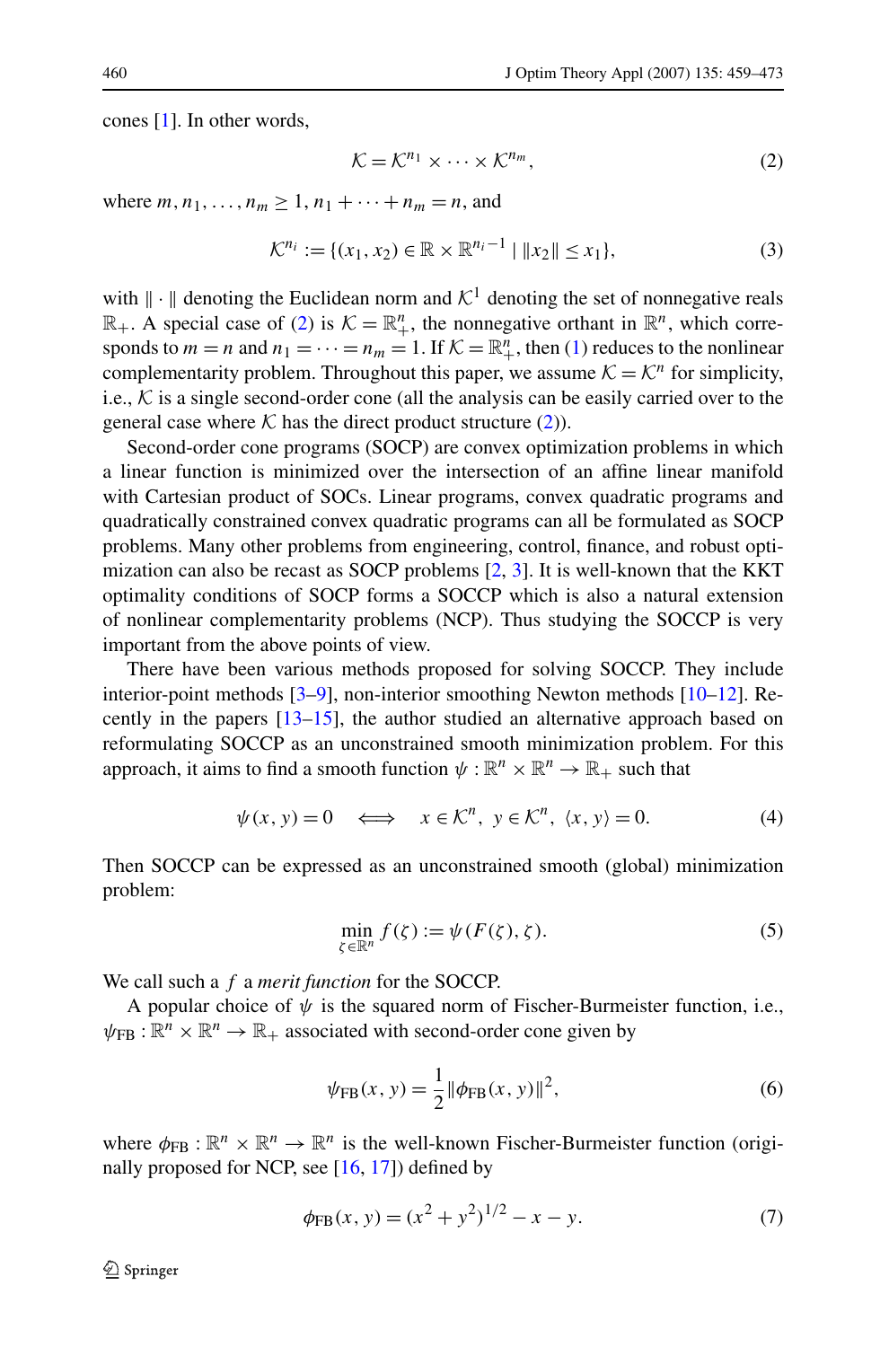cones [1]. In other words,

$$\mathcal{K} = \mathcal{K}^{n_1} \times \cdots \times \mathcal{K}^{n_m}, \tag{2}$$

where $m, n_1, \ldots, n_m \geq 1$, $n_1 + \cdots + n_m = n$, and

$$\mathcal{K}^{n_i} := \{(x_1, x_2) \in \mathbb{R} \times \mathbb{R}^{n_i - 1} \mid \|x_2\| \leq x_1\}, \tag{3}$$

with $\|\cdot\|$ denoting the Euclidean norm and $\mathcal{K}^1$ denoting the set of nonnegative reals $\mathbb{R}_+$. A special case of (2) is $\mathcal{K} = \mathbb{R}^n_+$, the nonnegative orthant in $\mathbb{R}^n$, which corresponds to $m = n$ and $n_1 = \cdots = n_m = 1$. If $\mathcal{K} = \mathbb{R}^n_+$, then (1) reduces to the nonlinear complementarity problem. Throughout this paper, we assume $\mathcal{K} = \mathcal{K}^n$ for simplicity, i.e., $\mathcal{K}$ is a single second-order cone (all the analysis can be easily carried over to the general case where $\mathcal{K}$ has the direct product structure (2)).

Second-order cone programs (SOCP) are convex optimization problems in which a linear function is minimized over the intersection of an affine linear manifold with Cartesian product of SOCs. Linear programs, convex quadratic programs and quadratically constrained convex quadratic programs can all be formulated as SOCP problems. Many other problems from engineering, control, finance, and robust optimization can also be recast as SOCP problems [2, 3]. It is well-known that the KKT optimality conditions of SOCP forms a SOCCP which is also a natural extension of nonlinear complementarity problems (NCP). Thus studying the SOCCP is very important from the above points of view.

There have been various methods proposed for solving SOCCP. They include interior-point methods [3–9], non-interior smoothing Newton methods [10–12]. Recently in the papers [13–15], the author studied an alternative approach based on reformulating SOCCP as an unconstrained smooth minimization problem. For this approach, it aims to find a smooth function $\psi : \mathbb{R}^n \times \mathbb{R}^n \to \mathbb{R}_+$ such that

$$\psi(x, y) = 0 \quad \Longleftrightarrow \quad x \in \mathcal{K}^n, \; y \in \mathcal{K}^n, \; \langle x, y \rangle = 0. \tag{4}$$

Then SOCCP can be expressed as an unconstrained smooth (global) minimization problem:

$$\min_{\zeta \in \mathbb{R}^n} f(\zeta) := \psi(F(\zeta), \zeta). \tag{5}$$

We call such a $f$ a *merit function* for the SOCCP.

A popular choice of $\psi$ is the squared norm of Fischer-Burmeister function, i.e., $\psi_{\mathrm{FB}} : \mathbb{R}^n \times \mathbb{R}^n \to \mathbb{R}_+$ associated with second-order cone given by

$$\psi_{\mathrm{FB}}(x, y) = \frac{1}{2}\|\phi_{\mathrm{FB}}(x, y)\|^2, \tag{6}$$

where $\phi_{\mathrm{FB}} : \mathbb{R}^n \times \mathbb{R}^n \to \mathbb{R}^n$ is the well-known Fischer-Burmeister function (originally proposed for NCP, see [16, 17]) defined by

$$\phi_{\mathrm{FB}}(x, y) = (x^2 + y^2)^{1/2} - x - y. \tag{7}$$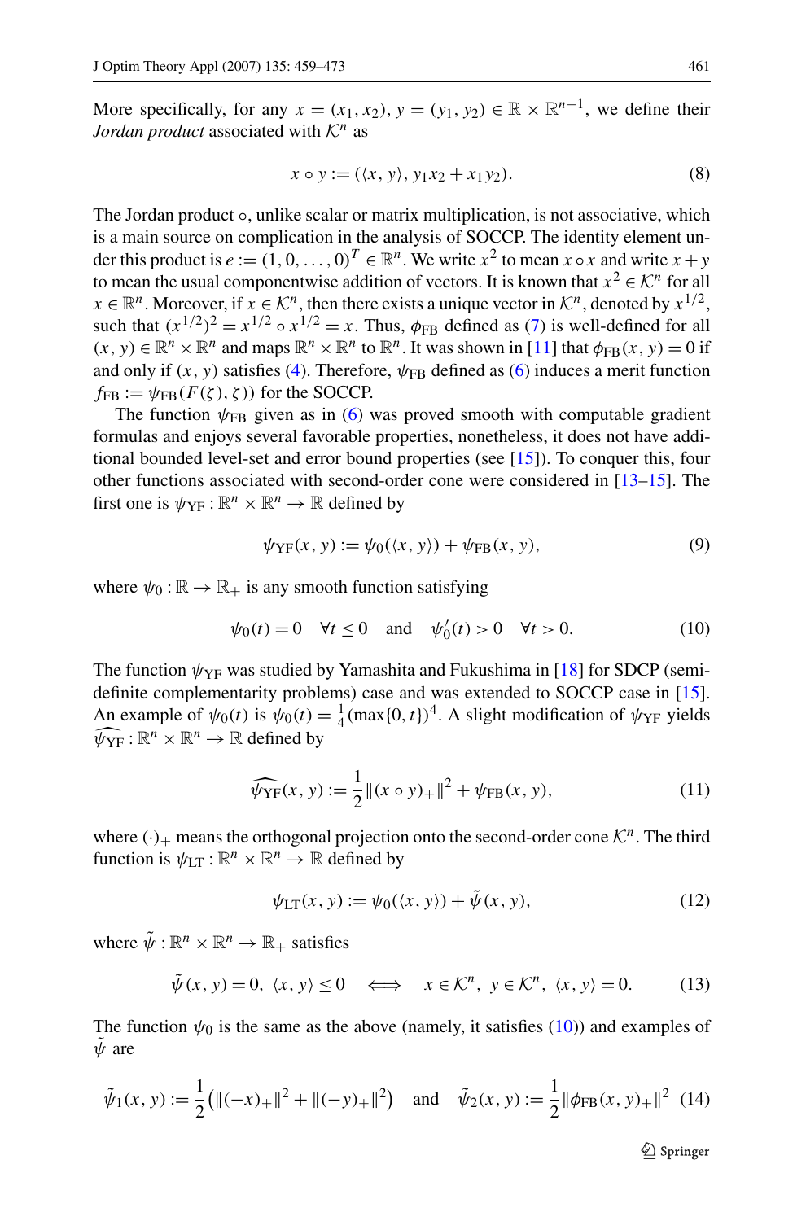More specifically, for any $x = (x_1, x_2), y = (y_1, y_2) \in \mathbb{R} \times \mathbb{R}^{n-1}$, we define their *Jordan product* associated with $\mathcal{K}^n$ as

$$x \circ y := (\langle x, y \rangle, y_1 x_2 + x_1 y_2). \tag{8}$$

The Jordan product $\circ$, unlike scalar or matrix multiplication, is not associative, which is a main source on complication in the analysis of SOCCP. The identity element under this product is $e := (1, 0, \ldots, 0)^T \in \mathbb{R}^n$. We write $x^2$ to mean $x \circ x$ and write $x + y$ to mean the usual componentwise addition of vectors. It is known that $x^2 \in \mathcal{K}^n$ for all $x \in \mathbb{R}^n$. Moreover, if $x \in \mathcal{K}^n$, then there exists a unique vector in $\mathcal{K}^n$, denoted by $x^{1/2}$, such that $(x^{1/2})^2 = x^{1/2} \circ x^{1/2} = x$. Thus, $\phi_{\text{FB}}$ defined as (7) is well-defined for all $(x, y) \in \mathbb{R}^n \times \mathbb{R}^n$ and maps $\mathbb{R}^n \times \mathbb{R}^n$ to $\mathbb{R}^n$. It was shown in [11] that $\phi_{\text{FB}}(x, y) = 0$ if and only if $(x, y)$ satisfies (4). Therefore, $\psi_{\text{FB}}$ defined as (6) induces a merit function $f_{\text{FB}} := \psi_{\text{FB}}(F(\zeta), \zeta))$ for the SOCCP.

The function $\psi_{\text{FB}}$ given as in (6) was proved smooth with computable gradient formulas and enjoys several favorable properties, nonetheless, it does not have additional bounded level-set and error bound properties (see [15]). To conquer this, four other functions associated with second-order cone were considered in [13–15]. The first one is $\psi_{\text{YF}} : \mathbb{R}^n \times \mathbb{R}^n \to \mathbb{R}$ defined by

$$\psi_{\text{YF}}(x, y) := \psi_0(\langle x, y \rangle) + \psi_{\text{FB}}(x, y), \tag{9}$$

where $\psi_0 : \mathbb{R} \to \mathbb{R}_+$ is any smooth function satisfying

$$\psi_0(t) = 0 \quad \forall t \leq 0 \quad \text{and} \quad \psi_0'(t) > 0 \quad \forall t > 0. \tag{10}$$

The function $\psi_{\text{YF}}$ was studied by Yamashita and Fukushima in [18] for SDCP (semidefinite complementarity problems) case and was extended to SOCCP case in [15]. An example of $\psi_0(t)$ is $\psi_0(t) = \frac{1}{4}(\max\{0, t\})^4$. A slight modification of $\psi_{\text{YF}}$ yields $\widehat{\psi_{\text{YF}}} : \mathbb{R}^n \times \mathbb{R}^n \to \mathbb{R}$ defined by

$$\widehat{\psi_{\text{YF}}}(x, y) := \frac{1}{2}\|(x \circ y)_+\|^2 + \psi_{\text{FB}}(x, y), \tag{11}$$

where $(\cdot)_+$ means the orthogonal projection onto the second-order cone $\mathcal{K}^n$. The third function is $\psi_{\text{LT}} : \mathbb{R}^n \times \mathbb{R}^n \to \mathbb{R}$ defined by

$$\psi_{\text{LT}}(x, y) := \psi_0(\langle x, y \rangle) + \tilde{\psi}(x, y), \tag{12}$$

where $\tilde{\psi} : \mathbb{R}^n \times \mathbb{R}^n \to \mathbb{R}_+$ satisfies

$$\tilde{\psi}(x, y) = 0, \ \langle x, y \rangle \leq 0 \quad \Longleftrightarrow \quad x \in \mathcal{K}^n, \ y \in \mathcal{K}^n, \ \langle x, y \rangle = 0. \tag{13}$$

The function $\psi_0$ is the same as the above (namely, it satisfies (10)) and examples of $\tilde{\psi}$ are

$$\tilde{\psi}_1(x, y) := \frac{1}{2}\left(\|(-x)_+\|^2 + \|(-y)_+\|^2\right) \quad \text{and} \quad \tilde{\psi}_2(x, y) := \frac{1}{2}\|\phi_{\text{FB}}(x, y)_+\|^2 \tag{14}$$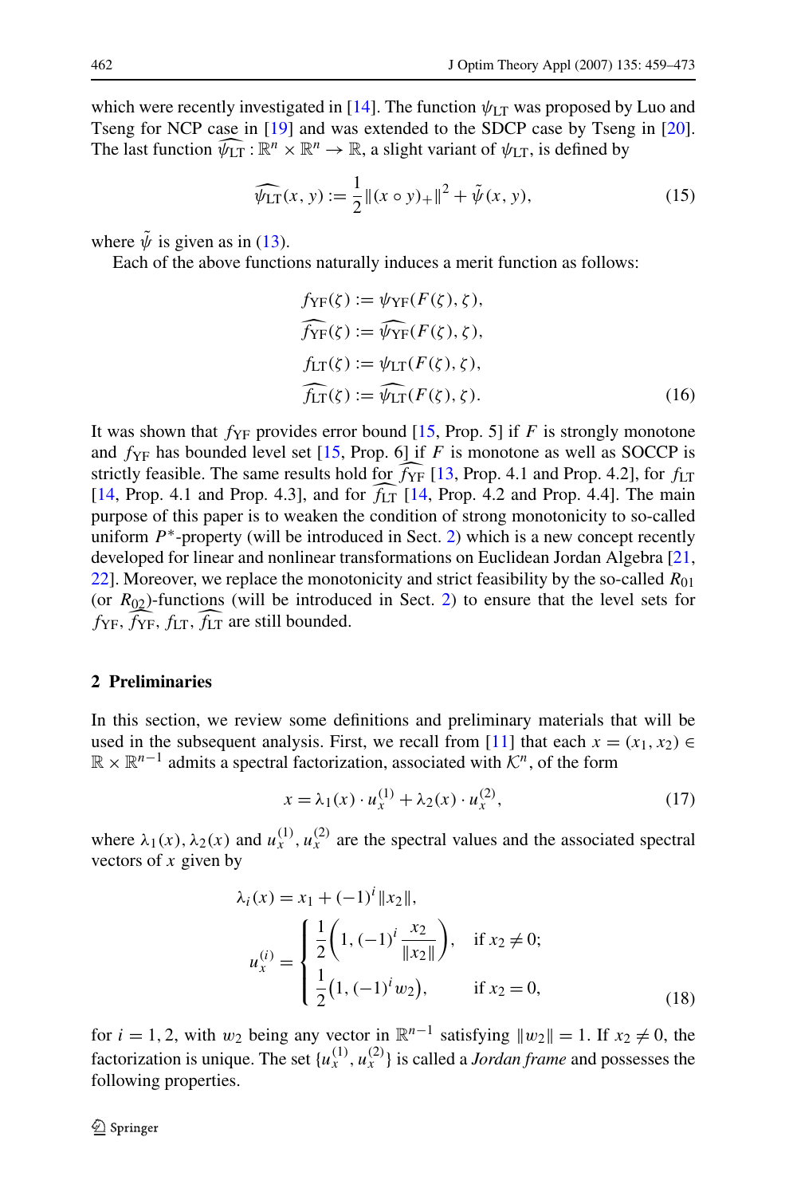which were recently investigated in [14]. The function $\psi_{\rm LT}$ was proposed by Luo and Tseng for NCP case in [19] and was extended to the SDCP case by Tseng in [20]. The last function $\widehat{\psi_{\rm LT}} : \mathbb{R}^n \times \mathbb{R}^n \to \mathbb{R}$, a slight variant of $\psi_{\rm LT}$, is defined by

$$\widehat{\psi_{\rm LT}}(x, y) := \frac{1}{2}\|(x \circ y)_+\|^2 + \tilde{\psi}(x, y), \tag{15}$$

where $\tilde{\psi}$ is given as in (13).

Each of the above functions naturally induces a merit function as follows:

$$\begin{aligned}
f_{\rm YF}(\zeta) &:= \psi_{\rm YF}(F(\zeta), \zeta),\\
\widehat{f_{\rm YF}}(\zeta) &:= \widehat{\psi_{\rm YF}}(F(\zeta), \zeta),\\
f_{\rm LT}(\zeta) &:= \psi_{\rm LT}(F(\zeta), \zeta),\\
\widehat{f_{\rm LT}}(\zeta) &:= \widehat{\psi_{\rm LT}}(F(\zeta), \zeta).
\end{aligned} \tag{16}$$

It was shown that $f_{\rm YF}$ provides error bound [15, Prop. 5] if $F$ is strongly monotone and $f_{\rm YF}$ has bounded level set [15, Prop. 6] if $F$ is monotone as well as SOCCP is strictly feasible. The same results hold for $\widehat{f_{\rm YF}}$ [13, Prop. 4.1 and Prop. 4.2], for $f_{\rm LT}$ [14, Prop. 4.1 and Prop. 4.3], and for $\widehat{f_{\rm LT}}$ [14, Prop. 4.2 and Prop. 4.4]. The main purpose of this paper is to weaken the condition of strong monotonicity to so-called uniform $P^*$-property (will be introduced in Sect. 2) which is a new concept recently developed for linear and nonlinear transformations on Euclidean Jordan Algebra [21, 22]. Moreover, we replace the monotonicity and strict feasibility by the so-called $R_{01}$ (or $R_{02}$)-functions (will be introduced in Sect. 2) to ensure that the level sets for $f_{\rm YF}$, $\widehat{f_{\rm YF}}$, $f_{\rm LT}$, $\widehat{f_{\rm LT}}$ are still bounded.

## 2 Preliminaries

In this section, we review some definitions and preliminary materials that will be used in the subsequent analysis. First, we recall from [11] that each $x = (x_1, x_2) \in \mathbb{R} \times \mathbb{R}^{n-1}$ admits a spectral factorization, associated with $\mathcal{K}^n$, of the form

$$x = \lambda_1(x) \cdot u_x^{(1)} + \lambda_2(x) \cdot u_x^{(2)}, \tag{17}$$

where $\lambda_1(x), \lambda_2(x)$ and $u_x^{(1)}, u_x^{(2)}$ are the spectral values and the associated spectral vectors of $x$ given by

$$\begin{aligned}
\lambda_i(x) &= x_1 + (-1)^i \|x_2\|,\\
u_x^{(i)} &= \begin{cases} \dfrac{1}{2}\left(1, (-1)^i \dfrac{x_2}{\|x_2\|}\right), & \text{if } x_2 \neq 0;\\[2mm] \dfrac{1}{2}\big(1, (-1)^i w_2\big), & \text{if } x_2 = 0, \end{cases}
\end{aligned} \tag{18}$$

for $i = 1, 2$, with $w_2$ being any vector in $\mathbb{R}^{n-1}$ satisfying $\|w_2\| = 1$. If $x_2 \neq 0$, the factorization is unique. The set $\{u_x^{(1)}, u_x^{(2)}\}$ is called a *Jordan frame* and possesses the following properties.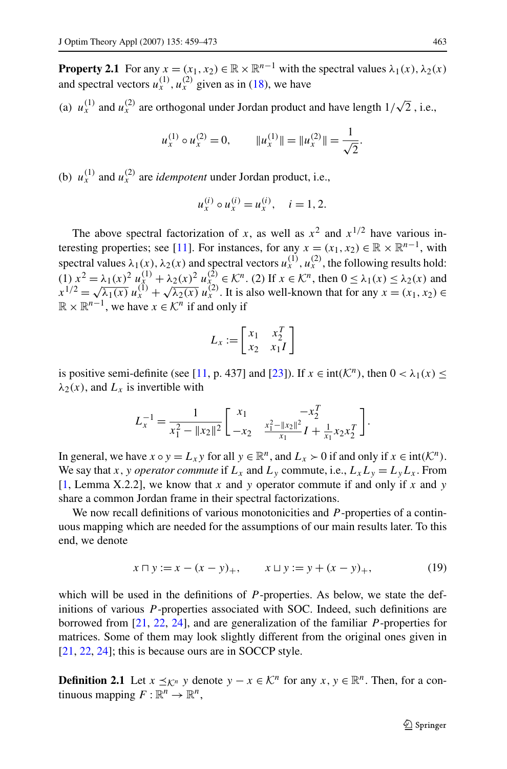**Property 2.1** For any $x = (x_1, x_2) \in \mathbb{R} \times \mathbb{R}^{n-1}$ with the spectral values $\lambda_1(x), \lambda_2(x)$ and spectral vectors $u_x^{(1)}, u_x^{(2)}$ given as in (18), we have

(a) $u_x^{(1)}$ and $u_x^{(2)}$ are orthogonal under Jordan product and have length $1/\sqrt{2}$, i.e.,

$$u_x^{(1)} \circ u_x^{(2)} = 0, \qquad \|u_x^{(1)}\| = \|u_x^{(2)}\| = \frac{1}{\sqrt{2}}.$$

(b) $u_x^{(1)}$ and $u_x^{(2)}$ are *idempotent* under Jordan product, i.e.,

$$u_x^{(i)} \circ u_x^{(i)} = u_x^{(i)}, \quad i = 1, 2.$$

The above spectral factorization of $x$, as well as $x^2$ and $x^{1/2}$ have various interesting properties; see [11]. For instances, for any $x = (x_1, x_2) \in \mathbb{R} \times \mathbb{R}^{n-1}$, with spectral values $\lambda_1(x), \lambda_2(x)$ and spectral vectors $u_x^{(1)}, u_x^{(2)}$, the following results hold: (1) $x^2 = \lambda_1(x)^2 \, u_x^{(1)} + \lambda_2(x)^2 \, u_x^{(2)} \in \mathcal{K}^n$. (2) If $x \in \mathcal{K}^n$, then $0 \le \lambda_1(x) \le \lambda_2(x)$ and $x^{1/2} = \sqrt{\lambda_1(x)} \, u_x^{(1)} + \sqrt{\lambda_2(x)} \, u_x^{(2)}$. It is also well-known that for any $x = (x_1, x_2) \in \mathbb{R} \times \mathbb{R}^{n-1}$, we have $x \in \mathcal{K}^n$ if and only if

$$L_x := \begin{bmatrix} x_1 & x_2^T \\ x_2 & x_1 I \end{bmatrix}$$

is positive semi-definite (see [11, p. 437] and [23]). If $x \in \text{int}(\mathcal{K}^n)$, then $0 < \lambda_1(x) \le \lambda_2(x)$, and $L_x$ is invertible with

$$L_x^{-1} = \frac{1}{x_1^2 - \|x_2\|^2} \begin{bmatrix} x_1 & -x_2^T \\ -x_2 & \frac{x_1^2 - \|x_2\|^2}{x_1} I + \frac{1}{x_1} x_2 x_2^T \end{bmatrix}.$$

In general, we have $x \circ y = L_x y$ for all $y \in \mathbb{R}^n$, and $L_x \succ 0$ if and only if $x \in \text{int}(\mathcal{K}^n)$. We say that $x, y$ *operator commute* if $L_x$ and $L_y$ commute, i.e., $L_x L_y = L_y L_x$. From [1, Lemma X.2.2], we know that $x$ and $y$ operator commute if and only if $x$ and $y$ share a common Jordan frame in their spectral factorizations.

We now recall definitions of various monotonicities and $P$-properties of a continuous mapping which are needed for the assumptions of our main results later. To this end, we denote

$$x \sqcap y := x - (x - y)_+, \qquad x \sqcup y := y + (x - y)_+, \tag{19}$$

which will be used in the definitions of $P$-properties. As below, we state the definitions of various $P$-properties associated with SOC. Indeed, such definitions are borrowed from [21, 22, 24], and are generalization of the familiar $P$-properties for matrices. Some of them may look slightly different from the original ones given in [21, 22, 24]; this is because ours are in SOCCP style.

**Definition 2.1** Let $x \preceq_{\mathcal{K}^n} y$ denote $y - x \in \mathcal{K}^n$ for any $x, y \in \mathbb{R}^n$. Then, for a continuous mapping $F : \mathbb{R}^n \to \mathbb{R}^n$,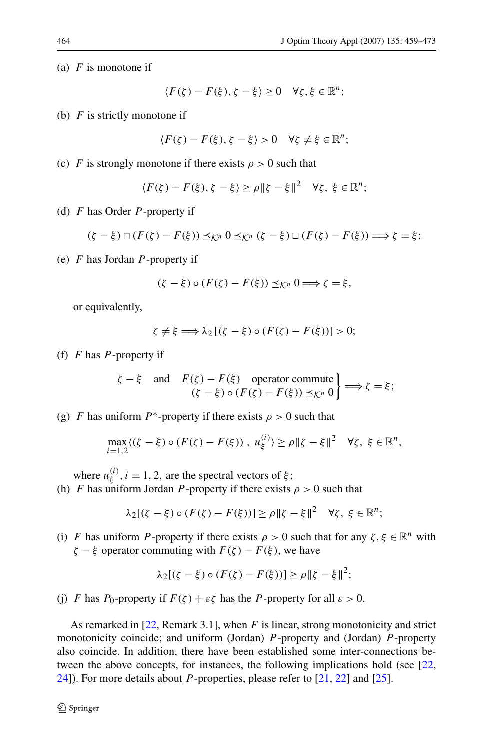(a) $F$ is monotone if

$$\langle F(\zeta) - F(\xi), \zeta - \xi \rangle \geq 0 \quad \forall \zeta, \xi \in \mathbb{R}^n;$$

(b) $F$ is strictly monotone if

$$\langle F(\zeta) - F(\xi), \zeta - \xi \rangle > 0 \quad \forall \zeta \neq \xi \in \mathbb{R}^n;$$

(c) $F$ is strongly monotone if there exists $\rho > 0$ such that

$$\langle F(\zeta) - F(\xi), \zeta - \xi \rangle \geq \rho \|\zeta - \xi\|^2 \quad \forall \zeta,\ \xi \in \mathbb{R}^n;$$

(d) $F$ has Order $P$-property if

$$(\zeta - \xi) \sqcap (F(\zeta) - F(\xi)) \preceq_{\mathcal{K}^n} 0 \preceq_{\mathcal{K}^n} (\zeta - \xi) \sqcup (F(\zeta) - F(\xi)) \Longrightarrow \zeta = \xi;$$

(e) $F$ has Jordan $P$-property if

$$(\zeta - \xi) \circ (F(\zeta) - F(\xi)) \preceq_{\mathcal{K}^n} 0 \Longrightarrow \zeta = \xi,$$

or equivalently,

$$\zeta \neq \xi \Longrightarrow \lambda_2 [(\zeta - \xi) \circ (F(\zeta) - F(\xi))] > 0;$$

(f) $F$ has $P$-property if

$$\left.\begin{array}{r} \zeta - \xi \quad \text{and} \quad F(\zeta) - F(\xi) \quad \text{operator commute} \\ (\zeta - \xi) \circ (F(\zeta) - F(\xi)) \preceq_{\mathcal{K}^n} 0 \end{array}\right\} \Longrightarrow \zeta = \xi;$$

(g) $F$ has uniform $P^*$-property if there exists $\rho > 0$ such that

$$\max_{i=1,2} \langle (\zeta - \xi) \circ (F(\zeta) - F(\xi))\ ,\ u_\xi^{(i)} \rangle \geq \rho \|\zeta - \xi\|^2 \quad \forall \zeta,\ \xi \in \mathbb{R}^n,$$

where $u_\xi^{(i)}, i = 1, 2$, are the spectral vectors of $\xi$;

(h) $F$ has uniform Jordan $P$-property if there exists $\rho > 0$ such that

$$\lambda_2 [(\zeta - \xi) \circ (F(\zeta) - F(\xi))] \geq \rho \|\zeta - \xi\|^2 \quad \forall \zeta,\ \xi \in \mathbb{R}^n;$$

(i) $F$ has uniform $P$-property if there exists $\rho > 0$ such that for any $\zeta, \xi \in \mathbb{R}^n$ with $\zeta - \xi$ operator commuting with $F(\zeta) - F(\xi)$, we have

$$\lambda_2 [(\zeta - \xi) \circ (F(\zeta) - F(\xi))] \geq \rho \|\zeta - \xi\|^2;$$

(j) $F$ has $P_0$-property if $F(\zeta) + \varepsilon \zeta$ has the $P$-property for all $\varepsilon > 0$.

As remarked in [22, Remark 3.1], when $F$ is linear, strong monotonicity and strict monotonicity coincide; and uniform (Jordan) $P$-property and (Jordan) $P$-property also coincide. In addition, there have been established some inter-connections between the above concepts, for instances, the following implications hold (see [22, 24]). For more details about $P$-properties, please refer to [21, 22] and [25].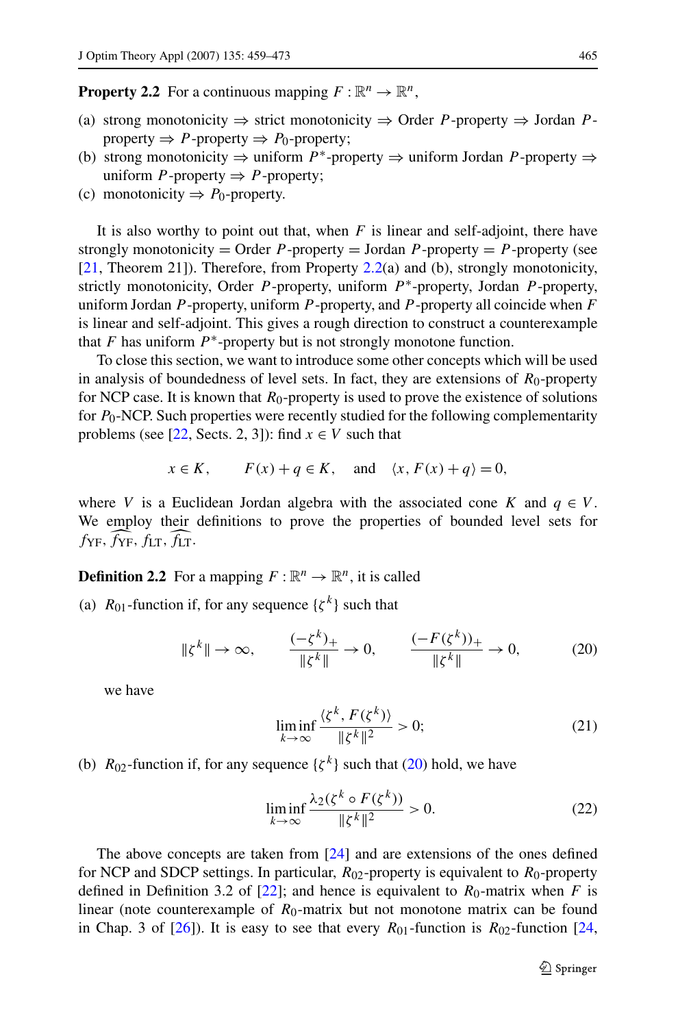**Property 2.2** For a continuous mapping $F : \mathbb{R}^n \to \mathbb{R}^n$,

(a) strong monotonicity $\Rightarrow$ strict monotonicity $\Rightarrow$ Order $P$-property $\Rightarrow$ Jordan $P$-property $\Rightarrow$ $P$-property $\Rightarrow$ $P_0$-property;
(b) strong monotonicity $\Rightarrow$ uniform $P^*$-property $\Rightarrow$ uniform Jordan $P$-property $\Rightarrow$ uniform $P$-property $\Rightarrow$ $P$-property;
(c) monotonicity $\Rightarrow$ $P_0$-property.

It is also worthy to point out that, when $F$ is linear and self-adjoint, there have strongly monotonicity $=$ Order $P$-property $=$ Jordan $P$-property $=$ $P$-property (see [21, Theorem 21]). Therefore, from Property 2.2(a) and (b), strongly monotonicity, strictly monotonicity, Order $P$-property, uniform $P^*$-property, Jordan $P$-property, uniform Jordan $P$-property, uniform $P$-property, and $P$-property all coincide when $F$ is linear and self-adjoint. This gives a rough direction to construct a counterexample that $F$ has uniform $P^*$-property but is not strongly monotone function.

To close this section, we want to introduce some other concepts which will be used in analysis of boundedness of level sets. In fact, they are extensions of $R_0$-property for NCP case. It is known that $R_0$-property is used to prove the existence of solutions for $P_0$-NCP. Such properties were recently studied for the following complementarity problems (see [22, Sects. 2, 3]): find $x \in V$ such that

$$x \in K, \qquad F(x) + q \in K, \quad \text{and} \quad \langle x, F(x) + q \rangle = 0,$$

where $V$ is a Euclidean Jordan algebra with the associated cone $K$ and $q \in V$. We employ their definitions to prove the properties of bounded level sets for $f_{\mathrm{YF}}$, $\widehat{f_{\mathrm{YF}}}$, $f_{\mathrm{LT}}$, $\widehat{f_{\mathrm{LT}}}$.

**Definition 2.2** For a mapping $F : \mathbb{R}^n \to \mathbb{R}^n$, it is called

(a) $R_{01}$-function if, for any sequence $\{\zeta^k\}$ such that

$$\|\zeta^k\| \to \infty, \qquad \frac{(-\zeta^k)_+}{\|\zeta^k\|} \to 0, \qquad \frac{(-F(\zeta^k))_+}{\|\zeta^k\|} \to 0, \tag{20}$$

we have

$$\liminf_{k\to\infty} \frac{\langle \zeta^k, F(\zeta^k)\rangle}{\|\zeta^k\|^2} > 0; \tag{21}$$

(b) $R_{02}$-function if, for any sequence $\{\zeta^k\}$ such that (20) hold, we have

$$\liminf_{k\to\infty} \frac{\lambda_2(\zeta^k \circ F(\zeta^k))}{\|\zeta^k\|^2} > 0. \tag{22}$$

The above concepts are taken from [24] and are extensions of the ones defined for NCP and SDCP settings. In particular, $R_{02}$-property is equivalent to $R_0$-property defined in Definition 3.2 of [22]; and hence is equivalent to $R_0$-matrix when $F$ is linear (note counterexample of $R_0$-matrix but not monotone matrix can be found in Chap. 3 of [26]). It is easy to see that every $R_{01}$-function is $R_{02}$-function [24,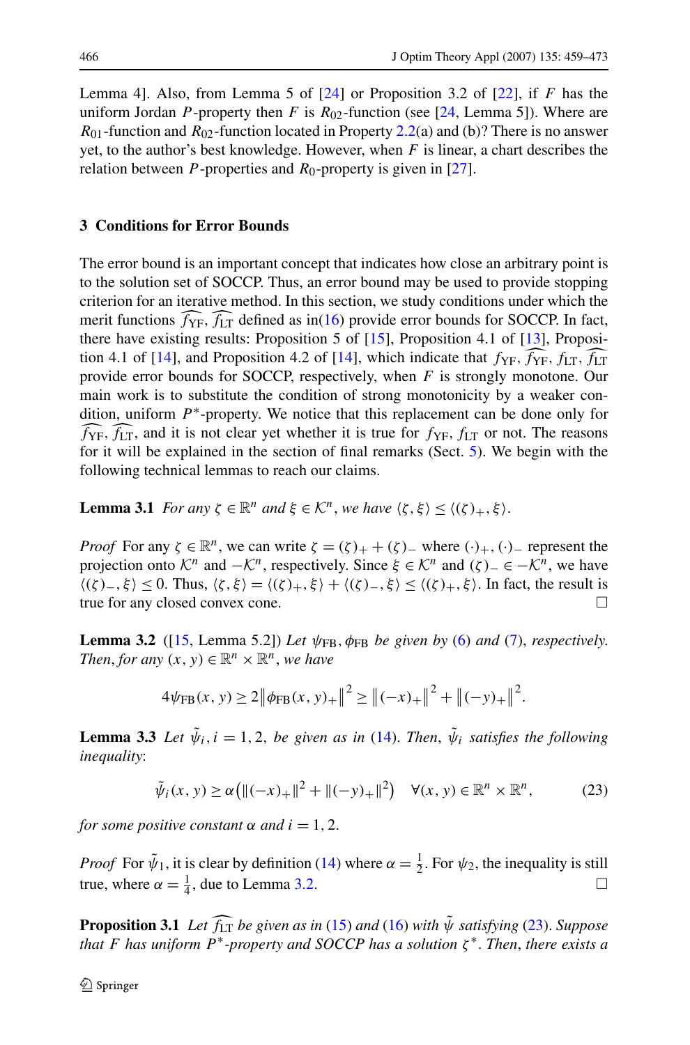Lemma 4]. Also, from Lemma 5 of [24] or Proposition 3.2 of [22], if $F$ has the uniform Jordan $P$-property then $F$ is $R_{02}$-function (see [24, Lemma 5]). Where are $R_{01}$-function and $R_{02}$-function located in Property 2.2(a) and (b)? There is no answer yet, to the author's best knowledge. However, when $F$ is linear, a chart describes the relation between $P$-properties and $R_0$-property is given in [27].

## 3 Conditions for Error Bounds

The error bound is an important concept that indicates how close an arbitrary point is to the solution set of SOCCP. Thus, an error bound may be used to provide stopping criterion for an iterative method. In this section, we study conditions under which the merit functions $\widehat{f_{\rm YF}}$, $\widehat{f_{\rm LT}}$ defined as in(16) provide error bounds for SOCCP. In fact, there have existing results: Proposition 5 of [15], Proposition 4.1 of [13], Proposition 4.1 of [14], and Proposition 4.2 of [14], which indicate that $f_{\rm YF}$, $\widehat{f_{\rm YF}}$, $f_{\rm LT}$, $\widehat{f_{\rm LT}}$ provide error bounds for SOCCP, respectively, when $F$ is strongly monotone. Our main work is to substitute the condition of strong monotonicity by a weaker condition, uniform $P^*$-property. We notice that this replacement can be done only for $\widehat{f_{\rm YF}}$, $\widehat{f_{\rm LT}}$, and it is not clear yet whether it is true for $f_{\rm YF}$, $f_{\rm LT}$ or not. The reasons for it will be explained in the section of final remarks (Sect. 5). We begin with the following technical lemmas to reach our claims.

**Lemma 3.1** *For any $\zeta \in \mathbb{R}^n$ and $\xi \in \mathcal{K}^n$, we have $\langle \zeta, \xi\rangle \le \langle (\zeta)_+, \xi\rangle$.*

*Proof* For any $\zeta \in \mathbb{R}^n$, we can write $\zeta = (\zeta)_+ + (\zeta)_-$ where $(\cdot)_+$, $(\cdot)_-$ represent the projection onto $\mathcal{K}^n$ and $-\mathcal{K}^n$, respectively. Since $\xi \in \mathcal{K}^n$ and $(\zeta)_- \in -\mathcal{K}^n$, we have $\langle (\zeta)_-, \xi\rangle \le 0$. Thus, $\langle \zeta, \xi\rangle = \langle (\zeta)_+, \xi\rangle + \langle (\zeta)_-, \xi\rangle \le \langle (\zeta)_+, \xi\rangle$. In fact, the result is true for any closed convex cone. □

**Lemma 3.2** ([15, Lemma 5.2]) *Let $\psi_{\rm FB}, \phi_{\rm FB}$ be given by (6) and (7), respectively. Then, for any $(x, y) \in \mathbb{R}^n \times \mathbb{R}^n$, we have*

$$4\psi_{\rm FB}(x, y) \ge 2\left\|\phi_{\rm FB}(x, y)_+\right\|^2 \ge \left\|(-x)_+\right\|^2 + \left\|(-y)_+\right\|^2.$$

**Lemma 3.3** *Let $\tilde{\psi}_i, i = 1, 2$, be given as in (14). Then, $\tilde{\psi}_i$ satisfies the following inequality*:

$$\tilde{\psi}_i(x, y) \ge \alpha\left(\|(-x)_+\|^2 + \|(-y)_+\|^2\right) \quad \forall (x, y) \in \mathbb{R}^n \times \mathbb{R}^n, \tag{23}$$

*for some positive constant $\alpha$ and $i = 1, 2$.*

*Proof* For $\tilde{\psi}_1$, it is clear by definition (14) where $\alpha = \frac{1}{2}$. For $\psi_2$, the inequality is still true, where $\alpha = \frac{1}{4}$, due to Lemma 3.2. □

**Proposition 3.1** *Let $\widehat{f_{\rm LT}}$ be given as in (15) and (16) with $\tilde{\psi}$ satisfying (23). Suppose that $F$ has uniform $P^*$-property and SOCCP has a solution $\zeta^*$. Then, there exists a*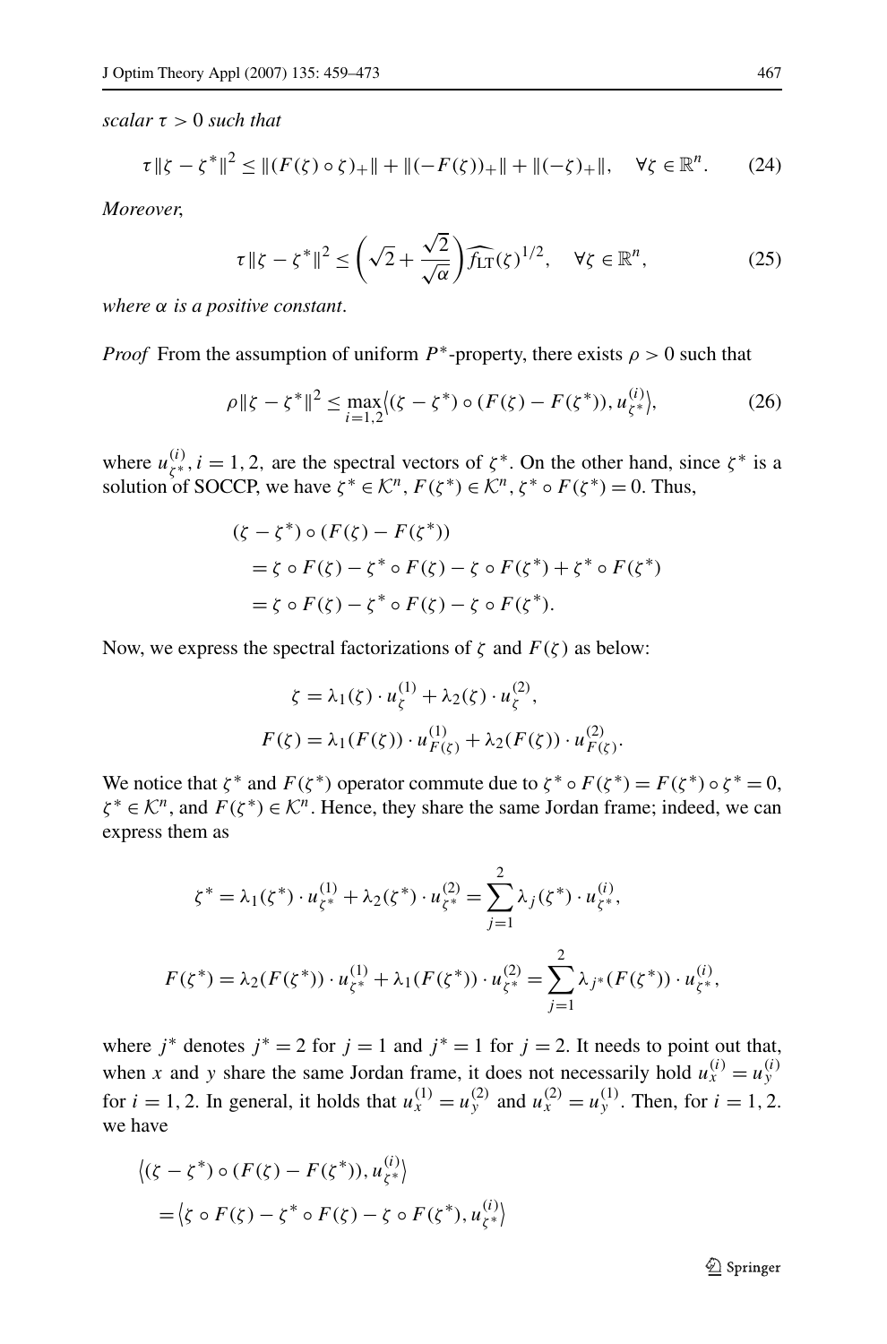*scalar* $\tau > 0$ *such that*

$$\tau \|\zeta - \zeta^*\|^2 \le \|(F(\zeta) \circ \zeta)_+\| + \|(-F(\zeta))_+\| + \|(-\zeta)_+\|, \quad \forall \zeta \in \mathbb{R}^n. \tag{24}$$

*Moreover*,

$$\tau \|\zeta - \zeta^*\|^2 \le \left(\sqrt{2} + \frac{\sqrt{2}}{\sqrt{\alpha}}\right) \widehat{f_{\mathrm{LT}}}(\zeta)^{1/2}, \quad \forall \zeta \in \mathbb{R}^n, \tag{25}$$

*where* $\alpha$ *is a positive constant*.

*Proof* From the assumption of uniform $P^*$-property, there exists $\rho > 0$ such that

$$\rho \|\zeta - \zeta^*\|^2 \le \max_{i=1,2} \left\langle (\zeta - \zeta^*) \circ (F(\zeta) - F(\zeta^*)), u_{\zeta^*}^{(i)} \right\rangle, \tag{26}$$

where $u_{\zeta^*}^{(i)}, i = 1, 2,$ are the spectral vectors of $\zeta^*$. On the other hand, since $\zeta^*$ is a solution of SOCCP, we have $\zeta^* \in \mathcal{K}^n$, $F(\zeta^*) \in \mathcal{K}^n$, $\zeta^* \circ F(\zeta^*) = 0$. Thus,

$$\begin{aligned}
&(\zeta - \zeta^*) \circ (F(\zeta) - F(\zeta^*)) \\
&\quad = \zeta \circ F(\zeta) - \zeta^* \circ F(\zeta) - \zeta \circ F(\zeta^*) + \zeta^* \circ F(\zeta^*) \\
&\quad = \zeta \circ F(\zeta) - \zeta^* \circ F(\zeta) - \zeta \circ F(\zeta^*).
\end{aligned}$$

Now, we express the spectral factorizations of $\zeta$ and $F(\zeta)$ as below:

$$\begin{aligned}
\zeta &= \lambda_1(\zeta) \cdot u_{\zeta}^{(1)} + \lambda_2(\zeta) \cdot u_{\zeta}^{(2)}, \\
F(\zeta) &= \lambda_1(F(\zeta)) \cdot u_{F(\zeta)}^{(1)} + \lambda_2(F(\zeta)) \cdot u_{F(\zeta)}^{(2)}.
\end{aligned}$$

We notice that $\zeta^*$ and $F(\zeta^*)$ operator commute due to $\zeta^* \circ F(\zeta^*) = F(\zeta^*) \circ \zeta^* = 0$, $\zeta^* \in \mathcal{K}^n$, and $F(\zeta^*) \in \mathcal{K}^n$. Hence, they share the same Jordan frame; indeed, we can express them as

$$\zeta^* = \lambda_1(\zeta^*) \cdot u_{\zeta^*}^{(1)} + \lambda_2(\zeta^*) \cdot u_{\zeta^*}^{(2)} = \sum_{j=1}^{2} \lambda_j(\zeta^*) \cdot u_{\zeta^*}^{(i)},$$

$$F(\zeta^*) = \lambda_2(F(\zeta^*)) \cdot u_{\zeta^*}^{(1)} + \lambda_1(F(\zeta^*)) \cdot u_{\zeta^*}^{(2)} = \sum_{j=1}^{2} \lambda_{j^*}(F(\zeta^*)) \cdot u_{\zeta^*}^{(i)},$$

where $j^*$ denotes $j^* = 2$ for $j = 1$ and $j^* = 1$ for $j = 2$. It needs to point out that, when $x$ and $y$ share the same Jordan frame, it does not necessarily hold $u_x^{(i)} = u_y^{(i)}$ for $i = 1, 2$. In general, it holds that $u_x^{(1)} = u_y^{(2)}$ and $u_x^{(2)} = u_y^{(1)}$. Then, for $i = 1, 2$. we have

$$\begin{aligned}
&\left\langle (\zeta - \zeta^*) \circ (F(\zeta) - F(\zeta^*)), u_{\zeta^*}^{(i)} \right\rangle \\
&\quad = \left\langle \zeta \circ F(\zeta) - \zeta^* \circ F(\zeta) - \zeta \circ F(\zeta^*), u_{\zeta^*}^{(i)} \right\rangle
\end{aligned}$$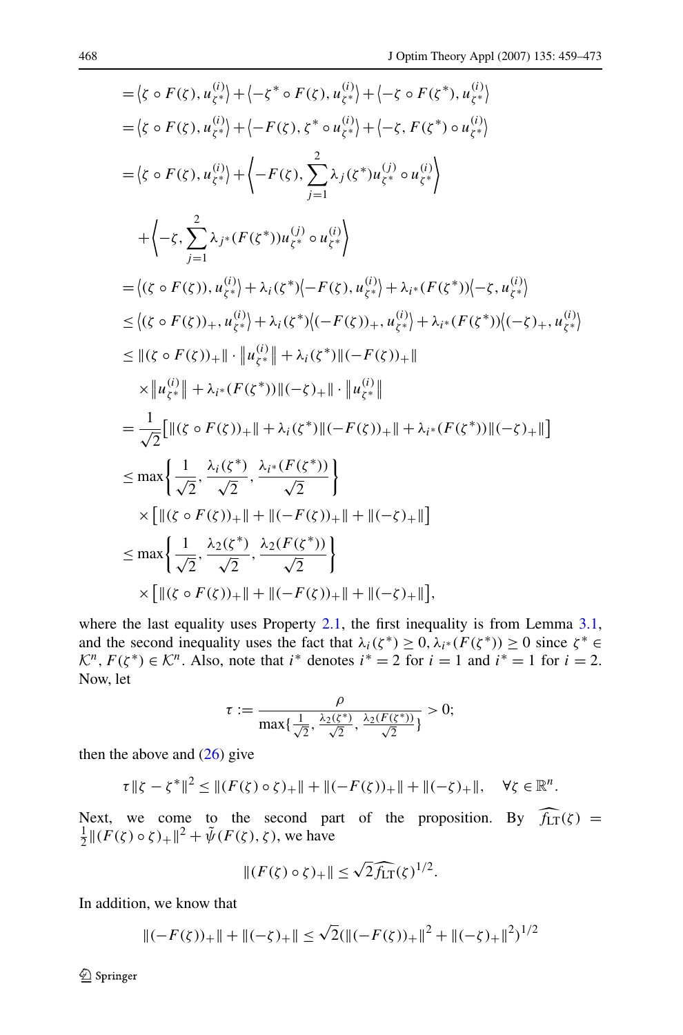$$
\begin{aligned}
&= \left\langle \zeta \circ F(\zeta), u_{\zeta^*}^{(i)} \right\rangle + \left\langle -\zeta^* \circ F(\zeta), u_{\zeta^*}^{(i)} \right\rangle + \left\langle -\zeta \circ F(\zeta^*), u_{\zeta^*}^{(i)} \right\rangle \\
&= \left\langle \zeta \circ F(\zeta), u_{\zeta^*}^{(i)} \right\rangle + \left\langle -F(\zeta), \zeta^* \circ u_{\zeta^*}^{(i)} \right\rangle + \left\langle -\zeta, F(\zeta^*) \circ u_{\zeta^*}^{(i)} \right\rangle \\
&= \left\langle \zeta \circ F(\zeta), u_{\zeta^*}^{(i)} \right\rangle + \left\langle -F(\zeta), \sum_{j=1}^{2} \lambda_j(\zeta^*) u_{\zeta^*}^{(j)} \circ u_{\zeta^*}^{(i)} \right\rangle \\
&\quad + \left\langle -\zeta, \sum_{j=1}^{2} \lambda_{j^*}(F(\zeta^*)) u_{\zeta^*}^{(j)} \circ u_{\zeta^*}^{(i)} \right\rangle \\
&= \left\langle (\zeta \circ F(\zeta)), u_{\zeta^*}^{(i)} \right\rangle + \lambda_i(\zeta^*) \left\langle -F(\zeta), u_{\zeta^*}^{(i)} \right\rangle + \lambda_{i^*}(F(\zeta^*)) \left\langle -\zeta, u_{\zeta^*}^{(i)} \right\rangle \\
&\le \left\langle (\zeta \circ F(\zeta))_+, u_{\zeta^*}^{(i)} \right\rangle + \lambda_i(\zeta^*) \left\langle (-F(\zeta))_+, u_{\zeta^*}^{(i)} \right\rangle + \lambda_{i^*}(F(\zeta^*)) \left\langle (-\zeta)_+, u_{\zeta^*}^{(i)} \right\rangle \\
&\le \|(\zeta \circ F(\zeta))_+\| \cdot \left\| u_{\zeta^*}^{(i)} \right\| + \lambda_i(\zeta^*) \|(-F(\zeta))_+\| \\
&\quad \times \left\| u_{\zeta^*}^{(i)} \right\| + \lambda_{i^*}(F(\zeta^*)) \|(-\zeta)_+\| \cdot \left\| u_{\zeta^*}^{(i)} \right\| \\
&= \frac{1}{\sqrt{2}} \left[ \|(\zeta \circ F(\zeta))_+\| + \lambda_i(\zeta^*) \|(-F(\zeta))_+\| + \lambda_{i^*}(F(\zeta^*)) \|(-\zeta)_+\| \right] \\
&\le \max\left\{ \frac{1}{\sqrt{2}}, \frac{\lambda_i(\zeta^*)}{\sqrt{2}}, \frac{\lambda_{i^*}(F(\zeta^*))}{\sqrt{2}} \right\} \\
&\quad \times \left[ \|(\zeta \circ F(\zeta))_+\| + \|(-F(\zeta))_+\| + \|(-\zeta)_+\| \right] \\
&\le \max\left\{ \frac{1}{\sqrt{2}}, \frac{\lambda_2(\zeta^*)}{\sqrt{2}}, \frac{\lambda_2(F(\zeta^*))}{\sqrt{2}} \right\} \\
&\quad \times \left[ \|(\zeta \circ F(\zeta))_+\| + \|(-F(\zeta))_+\| + \|(-\zeta)_+\| \right],
\end{aligned}
$$

where the last equality uses Property 2.1, the first inequality is from Lemma 3.1, and the second inequality uses the fact that $\lambda_i(\zeta^*) \ge 0, \lambda_{i^*}(F(\zeta^*)) \ge 0$ since $\zeta^* \in \mathcal{K}^n$, $F(\zeta^*) \in \mathcal{K}^n$. Also, note that $i^*$ denotes $i^* = 2$ for $i = 1$ and $i^* = 1$ for $i = 2$. Now, let

$$
\tau := \frac{\rho}{\max\{\frac{1}{\sqrt{2}}, \frac{\lambda_2(\zeta^*)}{\sqrt{2}}, \frac{\lambda_2(F(\zeta^*))}{\sqrt{2}}\}} > 0;
$$

then the above and (26) give

$$
\tau \|\zeta - \zeta^*\|^2 \le \|(F(\zeta) \circ \zeta)_+\| + \|(-F(\zeta))_+\| + \|(-\zeta)_+\|, \quad \forall \zeta \in \mathbb{R}^n.
$$

Next, we come to the second part of the proposition. By $\widehat{f_{\mathrm{LT}}}(\zeta) = \frac{1}{2}\|(F(\zeta) \circ \zeta)_+\|^2 + \tilde{\psi}(F(\zeta), \zeta)$, we have

$$
\|(F(\zeta) \circ \zeta)_+\| \le \sqrt{2} \widehat{f_{\mathrm{LT}}}(\zeta)^{1/2}.
$$

In addition, we know that

$$
\|(-F(\zeta))_+\| + \|(-\zeta)_+\| \le \sqrt{2}(\|(-F(\zeta))_+\|^2 + \|(-\zeta)_+\|^2)^{1/2}
$$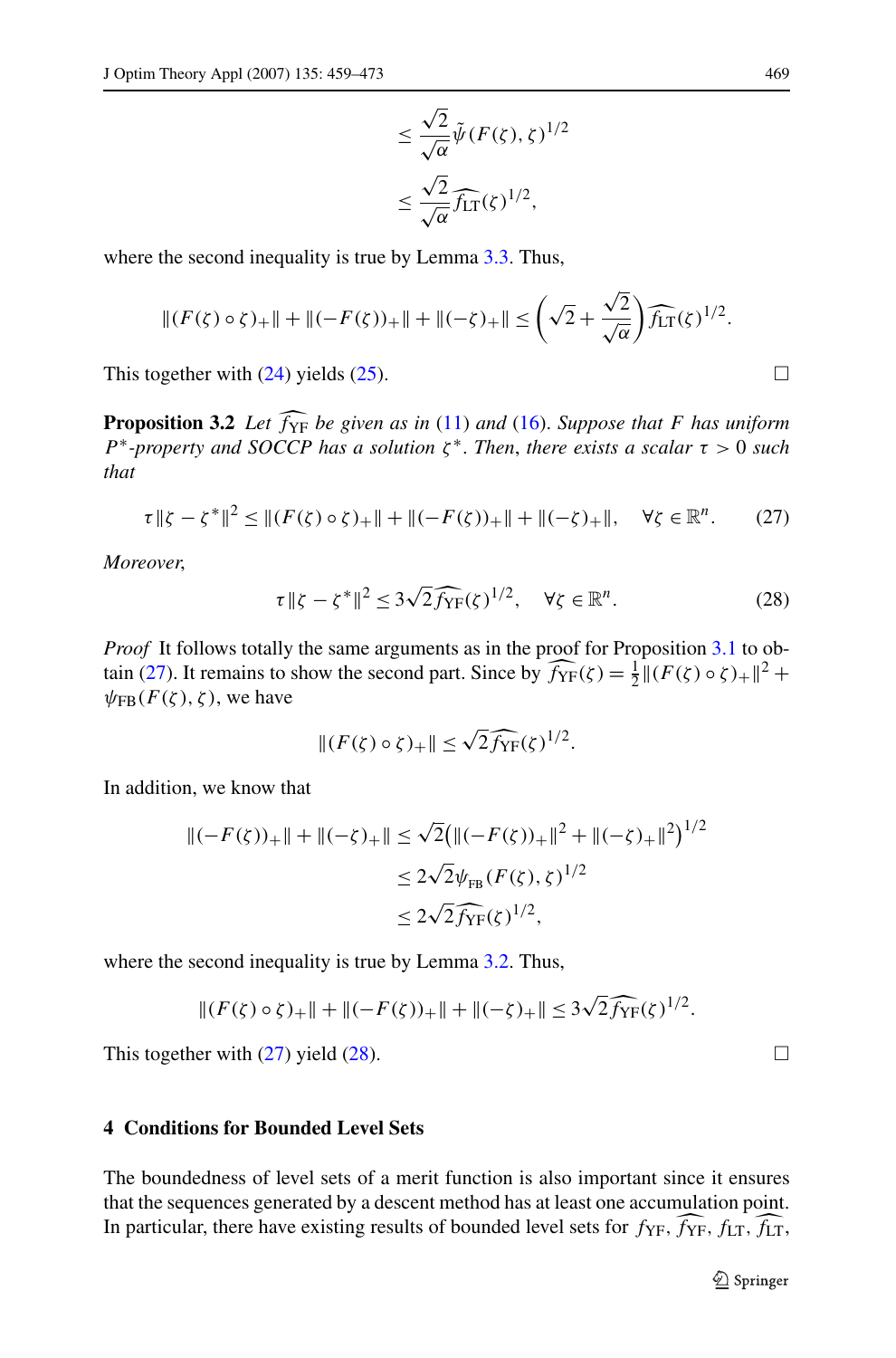$$\leq \frac{\sqrt{2}}{\sqrt{\alpha}} \tilde{\psi}(F(\zeta), \zeta)^{1/2}$$

$$\leq \frac{\sqrt{2}}{\sqrt{\alpha}} \widehat{f_{\mathrm{LT}}}(\zeta)^{1/2},$$

where the second inequality is true by Lemma 3.3. Thus,

$$\|(F(\zeta) \circ \zeta)_+\| + \|(-F(\zeta))_+\| + \|(-\zeta)_+\| \leq \left(\sqrt{2} + \frac{\sqrt{2}}{\sqrt{\alpha}}\right) \widehat{f_{\mathrm{LT}}}(\zeta)^{1/2}.$$

This together with (24) yields (25). □

**Proposition 3.2** *Let $\widehat{f_{\mathrm{YF}}}$ be given as in* (11) *and* (16). *Suppose that $F$ has uniform $P^*$-property and SOCCP has a solution $\zeta^*$. Then, there exists a scalar $\tau > 0$ such that*

$$\tau \|\zeta - \zeta^*\|^2 \leq \|(F(\zeta) \circ \zeta)_+\| + \|(-F(\zeta))_+\| + \|(-\zeta)_+\|, \quad \forall \zeta \in \mathbb{R}^n. \tag{27}$$

*Moreover,*

$$\tau \|\zeta - \zeta^*\|^2 \leq 3\sqrt{2} \widehat{f_{\mathrm{YF}}}(\zeta)^{1/2}, \quad \forall \zeta \in \mathbb{R}^n. \tag{28}$$

*Proof* It follows totally the same arguments as in the proof for Proposition 3.1 to obtain (27). It remains to show the second part. Since by $\widehat{f_{\mathrm{YF}}}(\zeta) = \frac{1}{2}\|(F(\zeta) \circ \zeta)_+\|^2 + \psi_{\mathrm{FB}}(F(\zeta), \zeta)$, we have

$$\|(F(\zeta) \circ \zeta)_+\| \leq \sqrt{2} \widehat{f_{\mathrm{YF}}}(\zeta)^{1/2}.$$

In addition, we know that

$$\begin{aligned}
\|(-F(\zeta))_+\| + \|(-\zeta)_+\| &\leq \sqrt{2}\big(\|(-F(\zeta))_+\|^2 + \|(-\zeta)_+\|^2\big)^{1/2} \\
&\leq 2\sqrt{2} \psi_{\mathrm{FB}}(F(\zeta), \zeta)^{1/2} \\
&\leq 2\sqrt{2} \widehat{f_{\mathrm{YF}}}(\zeta)^{1/2},
\end{aligned}$$

where the second inequality is true by Lemma 3.2. Thus,

$$\|(F(\zeta) \circ \zeta)_+\| + \|(-F(\zeta))_+\| + \|(-\zeta)_+\| \leq 3\sqrt{2} \widehat{f_{\mathrm{YF}}}(\zeta)^{1/2}.$$

This together with (27) yield (28). □

## 4 Conditions for Bounded Level Sets

The boundedness of level sets of a merit function is also important since it ensures that the sequences generated by a descent method has at least one accumulation point. In particular, there have existing results of bounded level sets for $f_{\mathrm{YF}}$, $\widehat{f_{\mathrm{YF}}}$, $f_{\mathrm{LT}}$, $\widehat{f_{\mathrm{LT}}}$,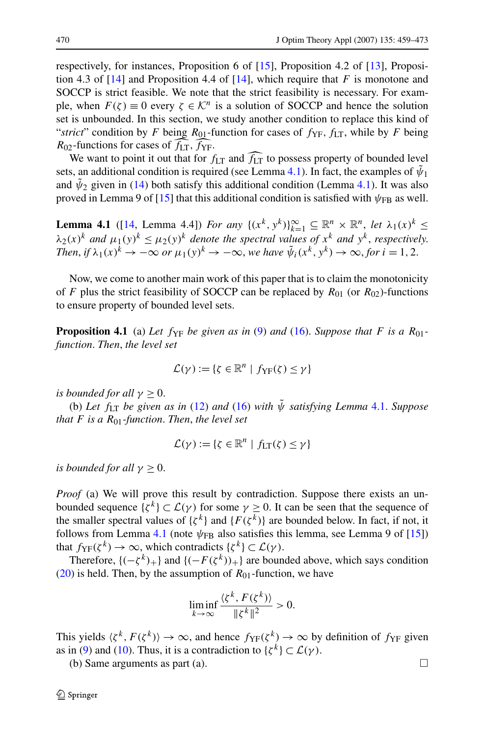respectively, for instances, Proposition 6 of [15], Proposition 4.2 of [13], Proposition 4.3 of [14] and Proposition 4.4 of [14], which require that $F$ is monotone and SOCCP is strict feasible. We note that the strict feasibility is necessary. For example, when $F(\zeta) \equiv 0$ every $\zeta \in \mathcal{K}^n$ is a solution of SOCCP and hence the solution set is unbounded. In this section, we study another condition to replace this kind of "*strict*" condition by $F$ being $R_{01}$-function for cases of $f_{\mathrm{YF}}$, $f_{\mathrm{LT}}$, while by $F$ being $R_{02}$-functions for cases of $\widehat{f_{\mathrm{LT}}}$, $\widehat{f_{\mathrm{YF}}}$.

We want to point it out that for $f_{\mathrm{LT}}$ and $\widehat{f_{\mathrm{LT}}}$ to possess property of bounded level sets, an additional condition is required (see Lemma 4.1). In fact, the examples of $\tilde{\psi}_1$ and $\tilde{\psi}_2$ given in (14) both satisfy this additional condition (Lemma 4.1). It was also proved in Lemma 9 of [15] that this additional condition is satisfied with $\psi_{\mathrm{FB}}$ as well.

**Lemma 4.1** ([14, Lemma 4.4]) *For any $\{(x^k, y^k)\}_{k=1}^{\infty} \subseteq \mathbb{R}^n \times \mathbb{R}^n$, let $\lambda_1(x)^k \le \lambda_2(x)^k$ and $\mu_1(y)^k \le \mu_2(y)^k$ denote the spectral values of $x^k$ and $y^k$, respectively. Then, if $\lambda_1(x)^k \to -\infty$ or $\mu_1(y)^k \to -\infty$, we have $\tilde{\psi}_i(x^k, y^k) \to \infty$, for $i = 1, 2$.*

Now, we come to another main work of this paper that is to claim the monotonicity of $F$ plus the strict feasibility of SOCCP can be replaced by $R_{01}$ (or $R_{02}$)-functions to ensure property of bounded level sets.

**Proposition 4.1** (a) *Let $f_{\mathrm{YF}}$ be given as in (9) and (16). Suppose that $F$ is a $R_{01}$-function. Then, the level set*

$$\mathcal{L}(\gamma) := \{\zeta \in \mathbb{R}^n \mid f_{\mathrm{YF}}(\zeta) \le \gamma\}$$

*is bounded for all $\gamma \ge 0$.*

(b) *Let $f_{\mathrm{LT}}$ be given as in (12) and (16) with $\tilde{\psi}$ satisfying Lemma 4.1. Suppose that $F$ is a $R_{01}$-function. Then, the level set*

$$\mathcal{L}(\gamma) := \{\zeta \in \mathbb{R}^n \mid f_{\mathrm{LT}}(\zeta) \le \gamma\}$$

*is bounded for all $\gamma \ge 0$.*

*Proof* (a) We will prove this result by contradiction. Suppose there exists an unbounded sequence $\{\zeta^k\} \subset \mathcal{L}(\gamma)$ for some $\gamma \ge 0$. It can be seen that the sequence of the smaller spectral values of $\{\zeta^k\}$ and $\{F(\zeta^k)\}$ are bounded below. In fact, if not, it follows from Lemma 4.1 (note $\psi_{\mathrm{FB}}$ also satisfies this lemma, see Lemma 9 of [15]) that $f_{\mathrm{YF}}(\zeta^k) \to \infty$, which contradicts $\{\zeta^k\} \subset \mathcal{L}(\gamma)$.

Therefore, $\{(-\zeta^k)_+\}$ and $\{(-F(\zeta^k))_+\}$ are bounded above, which says condition (20) is held. Then, by the assumption of $R_{01}$-function, we have

$$\liminf_{k\to\infty} \frac{\langle \zeta^k, F(\zeta^k)\rangle}{\|\zeta^k\|^2} > 0.$$

This yields $\langle \zeta^k, F(\zeta^k)\rangle \to \infty$, and hence $f_{\mathrm{YF}}(\zeta^k) \to \infty$ by definition of $f_{\mathrm{YF}}$ given as in (9) and (10). Thus, it is a contradiction to $\{\zeta^k\} \subset \mathcal{L}(\gamma)$.

(b) Same arguments as part (a). □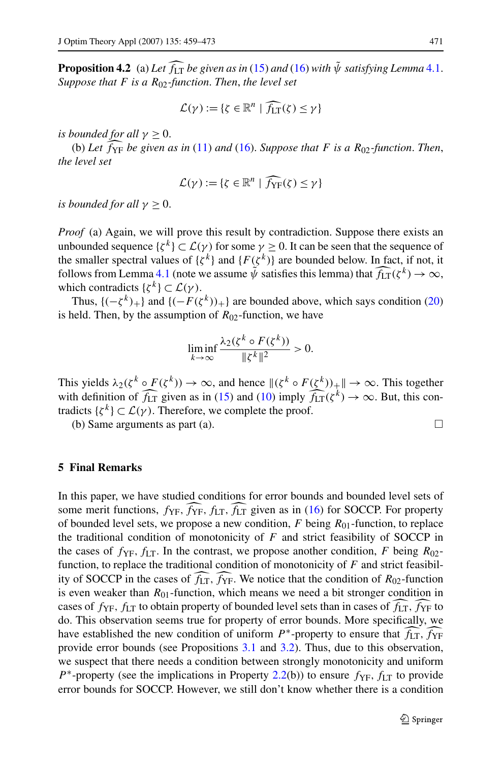**Proposition 4.2** (a) *Let $\widehat{f_{\rm LT}}$ be given as in* (15) *and* (16) *with $\tilde{\psi}$ satisfying Lemma* 4.1. *Suppose that $F$ is a $R_{02}$-function. Then, the level set*

$$\mathcal{L}(\gamma) := \{\zeta \in \mathbb{R}^n \mid \widehat{f_{\rm LT}}(\zeta) \leq \gamma\}$$

*is bounded for all $\gamma \geq 0$.*

(b) *Let $\widehat{f_{\rm YF}}$ be given as in* (11) *and* (16). *Suppose that $F$ is a $R_{02}$-function. Then, the level set*

$$\mathcal{L}(\gamma) := \{\zeta \in \mathbb{R}^n \mid \widehat{f_{\rm YF}}(\zeta) \leq \gamma\}$$

*is bounded for all $\gamma \geq 0$.*

*Proof* (a) Again, we will prove this result by contradiction. Suppose there exists an unbounded sequence $\{\zeta^k\} \subset \mathcal{L}(\gamma)$ for some $\gamma \geq 0$. It can be seen that the sequence of the smaller spectral values of $\{\zeta^k\}$ and $\{F(\zeta^k)\}$ are bounded below. In fact, if not, it follows from Lemma 4.1 (note we assume $\tilde{\psi}$ satisfies this lemma) that $\widehat{f_{\rm LT}}(\zeta^k) \to \infty$, which contradicts $\{\zeta^k\} \subset \mathcal{L}(\gamma)$.

Thus, $\{(-\zeta^k)_+\}$ and $\{(-F(\zeta^k))_+\}$ are bounded above, which says condition (20) is held. Then, by the assumption of $R_{02}$-function, we have

$$\liminf_{k\to\infty} \frac{\lambda_2(\zeta^k \circ F(\zeta^k))}{\|\zeta^k\|^2} > 0.$$

This yields $\lambda_2(\zeta^k \circ F(\zeta^k)) \to \infty$, and hence $\|(\zeta^k \circ F(\zeta^k))_+\| \to \infty$. This together with definition of $\widehat{f_{\rm LT}}$ given as in (15) and (10) imply $\widehat{f_{\rm LT}}(\zeta^k) \to \infty$. But, this contradicts $\{\zeta^k\} \subset \mathcal{L}(\gamma)$. Therefore, we complete the proof.

(b) Same arguments as part (a). □

## 5 Final Remarks

In this paper, we have studied conditions for error bounds and bounded level sets of some merit functions, $f_{\rm YF}$, $\widehat{f_{\rm YF}}$, $f_{\rm LT}$, $\widehat{f_{\rm LT}}$ given as in (16) for SOCCP. For property of bounded level sets, we propose a new condition, $F$ being $R_{01}$-function, to replace the traditional condition of monotonicity of $F$ and strict feasibility of SOCCP in the cases of $f_{\rm YF}$, $f_{\rm LT}$. In the contrast, we propose another condition, $F$ being $R_{02}$-function, to replace the traditional condition of monotonicity of $F$ and strict feasibility of SOCCP in the cases of $\widehat{f_{\rm LT}}$, $\widehat{f_{\rm YF}}$. We notice that the condition of $R_{02}$-function is even weaker than $R_{01}$-function, which means we need a bit stronger condition in cases of $f_{\rm YF}$, $f_{\rm LT}$ to obtain property of bounded level sets than in cases of $\widehat{f_{\rm LT}}$, $\widehat{f_{\rm YF}}$ to do. This observation seems true for property of error bounds. More specifically, we have established the new condition of uniform $P^*$-property to ensure that $\widehat{f_{\rm LT}}$, $\widehat{f_{\rm YF}}$ provide error bounds (see Propositions 3.1 and 3.2). Thus, due to this observation, we suspect that there needs a condition between strongly monotonicity and uniform $P^*$-property (see the implications in Property 2.2(b)) to ensure $f_{\rm YF}$, $f_{\rm LT}$ to provide error bounds for SOCCP. However, we still don't know whether there is a condition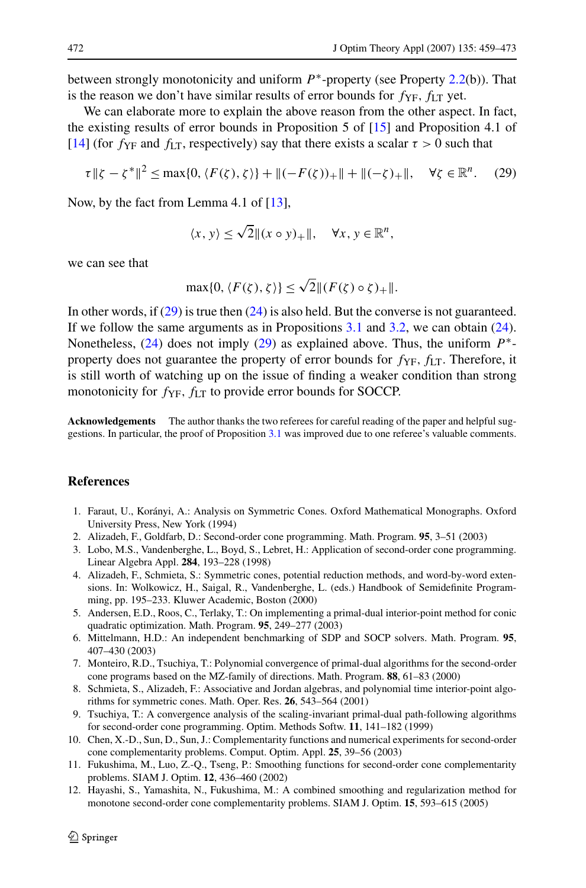between strongly monotonicity and uniform $P^*$-property (see Property 2.2(b)). That is the reason we don't have similar results of error bounds for $f_{\rm YF}$, $f_{\rm LT}$ yet.

We can elaborate more to explain the above reason from the other aspect. In fact, the existing results of error bounds in Proposition 5 of [15] and Proposition 4.1 of [14] (for $f_{\rm YF}$ and $f_{\rm LT}$, respectively) say that there exists a scalar $\tau > 0$ such that

$$\tau \|\zeta - \zeta^*\|^2 \le \max\{0, \langle F(\zeta), \zeta\rangle\} + \|(-F(\zeta))_+\| + \|(-\zeta)_+\|, \quad \forall \zeta \in \mathbb{R}^n. \tag{29}$$

Now, by the fact from Lemma 4.1 of [13],

$$\langle x, y\rangle \le \sqrt{2}\|(x \circ y)_+\|, \quad \forall x, y \in \mathbb{R}^n,$$

we can see that

$$\max\{0, \langle F(\zeta), \zeta\rangle\} \le \sqrt{2}\|(F(\zeta) \circ \zeta)_+\|.$$

In other words, if (29) is true then (24) is also held. But the converse is not guaranteed. If we follow the same arguments as in Propositions 3.1 and 3.2, we can obtain (24). Nonetheless, (24) does not imply (29) as explained above. Thus, the uniform $P^*$-property does not guarantee the property of error bounds for $f_{\rm YF}$, $f_{\rm LT}$. Therefore, it is still worth of watching up on the issue of finding a weaker condition than strong monotonicity for $f_{\rm YF}$, $f_{\rm LT}$ to provide error bounds for SOCCP.

**Acknowledgements** The author thanks the two referees for careful reading of the paper and helpful suggestions. In particular, the proof of Proposition 3.1 was improved due to one referee's valuable comments.

## References

1. Faraut, U., Korányi, A.: Analysis on Symmetric Cones. Oxford Mathematical Monographs. Oxford University Press, New York (1994)
2. Alizadeh, F., Goldfarb, D.: Second-order cone programming. Math. Program. **95**, 3–51 (2003)
3. Lobo, M.S., Vandenberghe, L., Boyd, S., Lebret, H.: Application of second-order cone programming. Linear Algebra Appl. **284**, 193–228 (1998)
4. Alizadeh, F., Schmieta, S.: Symmetric cones, potential reduction methods, and word-by-word extensions. In: Wolkowicz, H., Saigal, R., Vandenberghe, L. (eds.) Handbook of Semidefinite Programming, pp. 195–233. Kluwer Academic, Boston (2000)
5. Andersen, E.D., Roos, C., Terlaky, T.: On implementing a primal-dual interior-point method for conic quadratic optimization. Math. Program. **95**, 249–277 (2003)
6. Mittelmann, H.D.: An independent benchmarking of SDP and SOCP solvers. Math. Program. **95**, 407–430 (2003)
7. Monteiro, R.D., Tsuchiya, T.: Polynomial convergence of primal-dual algorithms for the second-order cone programs based on the MZ-family of directions. Math. Program. **88**, 61–83 (2000)
8. Schmieta, S., Alizadeh, F.: Associative and Jordan algebras, and polynomial time interior-point algorithms for symmetric cones. Math. Oper. Res. **26**, 543–564 (2001)
9. Tsuchiya, T.: A convergence analysis of the scaling-invariant primal-dual path-following algorithms for second-order cone programming. Optim. Methods Softw. **11**, 141–182 (1999)
10. Chen, X.-D., Sun, D., Sun, J.: Complementarity functions and numerical experiments for second-order cone complementarity problems. Comput. Optim. Appl. **25**, 39–56 (2003)
11. Fukushima, M., Luo, Z.-Q., Tseng, P.: Smoothing functions for second-order cone complementarity problems. SIAM J. Optim. **12**, 436–460 (2002)
12. Hayashi, S., Yamashita, N., Fukushima, M.: A combined smoothing and regularization method for monotone second-order cone complementarity problems. SIAM J. Optim. **15**, 593–615 (2005)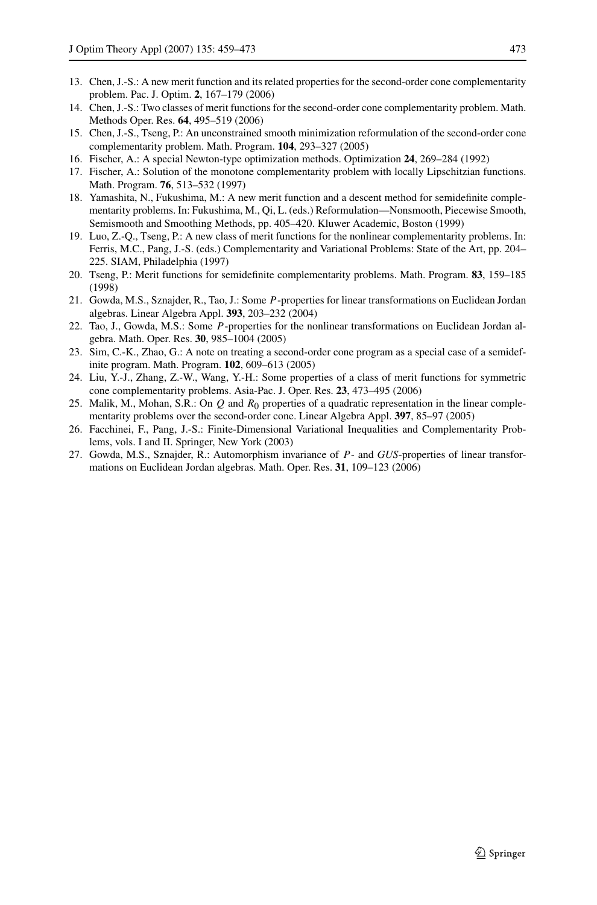13. Chen, J.-S.: A new merit function and its related properties for the second-order cone complementarity problem. Pac. J. Optim. **2**, 167–179 (2006)
14. Chen, J.-S.: Two classes of merit functions for the second-order cone complementarity problem. Math. Methods Oper. Res. **64**, 495–519 (2006)
15. Chen, J.-S., Tseng, P.: An unconstrained smooth minimization reformulation of the second-order cone complementarity problem. Math. Program. **104**, 293–327 (2005)
16. Fischer, A.: A special Newton-type optimization methods. Optimization **24**, 269–284 (1992)
17. Fischer, A.: Solution of the monotone complementarity problem with locally Lipschitzian functions. Math. Program. **76**, 513–532 (1997)
18. Yamashita, N., Fukushima, M.: A new merit function and a descent method for semidefinite complementarity problems. In: Fukushima, M., Qi, L. (eds.) Reformulation—Nonsmooth, Piecewise Smooth, Semismooth and Smoothing Methods, pp. 405–420. Kluwer Academic, Boston (1999)
19. Luo, Z.-Q., Tseng, P.: A new class of merit functions for the nonlinear complementarity problems. In: Ferris, M.C., Pang, J.-S. (eds.) Complementarity and Variational Problems: State of the Art, pp. 204–225. SIAM, Philadelphia (1997)
20. Tseng, P.: Merit functions for semidefinite complementarity problems. Math. Program. **83**, 159–185 (1998)
21. Gowda, M.S., Sznajder, R., Tao, J.: Some $P$-properties for linear transformations on Euclidean Jordan algebras. Linear Algebra Appl. **393**, 203–232 (2004)
22. Tao, J., Gowda, M.S.: Some $P$-properties for the nonlinear transformations on Euclidean Jordan algebra. Math. Oper. Res. **30**, 985–1004 (2005)
23. Sim, C.-K., Zhao, G.: A note on treating a second-order cone program as a special case of a semidefinite program. Math. Program. **102**, 609–613 (2005)
24. Liu, Y.-J., Zhang, Z.-W., Wang, Y.-H.: Some properties of a class of merit functions for symmetric cone complementarity problems. Asia-Pac. J. Oper. Res. **23**, 473–495 (2006)
25. Malik, M., Mohan, S.R.: On $Q$ and $R_0$ properties of a quadratic representation in the linear complementarity problems over the second-order cone. Linear Algebra Appl. **397**, 85–97 (2005)
26. Facchinei, F., Pang, J.-S.: Finite-Dimensional Variational Inequalities and Complementarity Problems, vols. I and II. Springer, New York (2003)
27. Gowda, M.S., Sznajder, R.: Automorphism invariance of $P$- and *GUS*-properties of linear transformations on Euclidean Jordan algebras. Math. Oper. Res. **31**, 109–123 (2006)